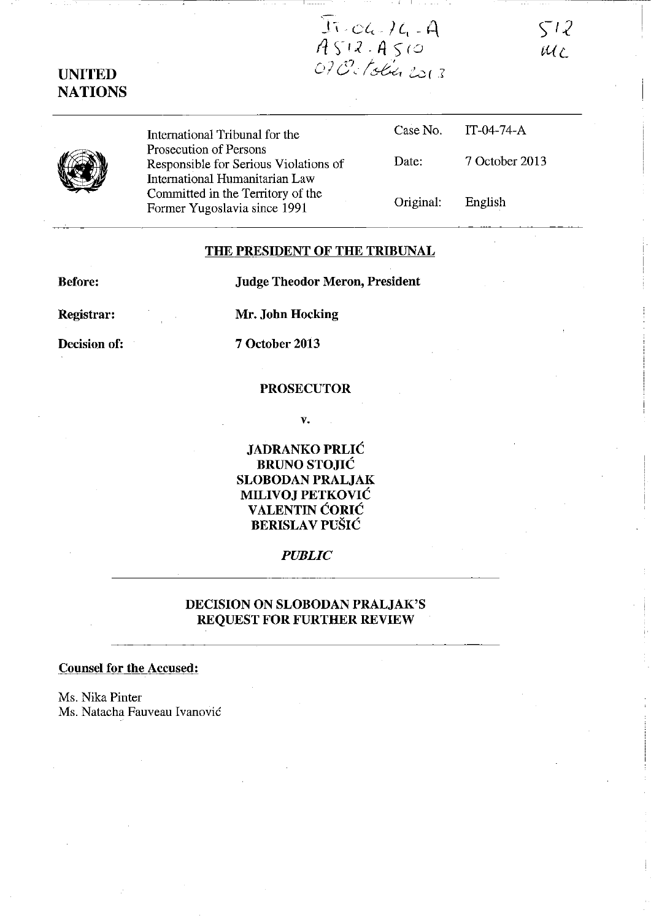IT-04-74-A
A512 - A510
07 October 2013

512
MC

**UNITED NATIONS**

| International Tribunal for the Prosecution of Persons Responsible for Serious Violations of International Humanitarian Law Committed in the Territory of the Former Yugoslavia since 1991 | Case No. | IT-04-74-A |
|---|---|---|
| | Date: | 7 October 2013 |
| | Original: | English |

## THE PRESIDENT OF THE TRIBUNAL

**Before:** **Judge Theodor Meron, President**

**Registrar:** **Mr. John Hocking**

**Decision of:** **7 October 2013**

**PROSECUTOR**

**v.**

**JADRANKO PRLIĆ**
**BRUNO STOJIĆ**
**SLOBODAN PRALJAK**
**MILIVOJ PETKOVIĆ**
**VALENTIN ĆORIĆ**
**BERISLAV PUŠIĆ**

***PUBLIC***

## DECISION ON SLOBODAN PRALJAK'S REQUEST FOR FURTHER REVIEW

**Counsel for the Accused:**

Ms. Nika Pinter
Ms. Natacha Fauveau Ivanović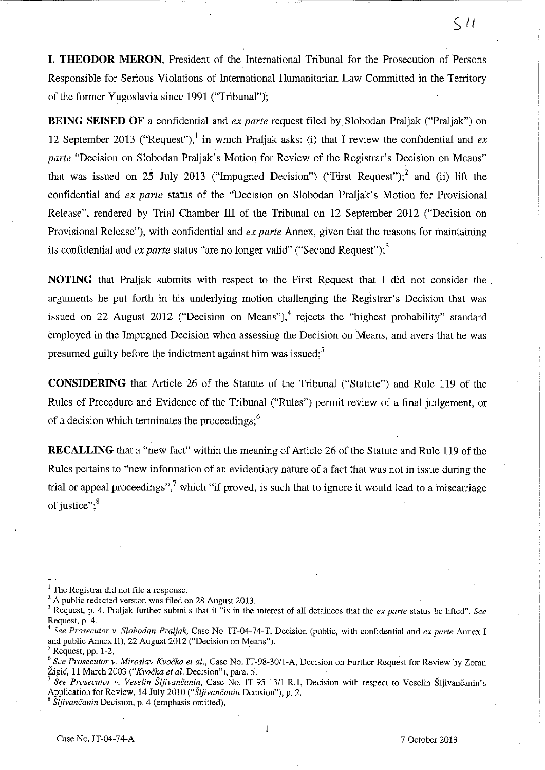**I, THEODOR MERON**, President of the International Tribunal for the Prosecution of Persons Responsible for Serious Violations of International Humanitarian Law Committed in the Territory of the former Yugoslavia since 1991 ("Tribunal");

**BEING SEISED OF** a confidential and *ex parte* request filed by Slobodan Praljak ("Praljak") on 12 September 2013 ("Request"),[1] in which Praljak asks: (i) that I review the confidential and *ex parte* "Decision on Slobodan Praljak's Motion for Review of the Registrar's Decision on Means" that was issued on 25 July 2013 ("Impugned Decision") ("First Request");[2] and (ii) lift the confidential and *ex parte* status of the "Decision on Slobodan Praljak's Motion for Provisional Release", rendered by Trial Chamber III of the Tribunal on 12 September 2012 ("Decision on Provisional Release"), with confidential and *ex parte* Annex, given that the reasons for maintaining its confidential and *ex parte* status "are no longer valid" ("Second Request");[3]

**NOTING** that Praljak submits with respect to the First Request that I did not consider the arguments he put forth in his underlying motion challenging the Registrar's Decision that was issued on 22 August 2012 ("Decision on Means"),[4] rejects the "highest probability" standard employed in the Impugned Decision when assessing the Decision on Means, and avers that he was presumed guilty before the indictment against him was issued;[5]

**CONSIDERING** that Article 26 of the Statute of the Tribunal ("Statute") and Rule 119 of the Rules of Procedure and Evidence of the Tribunal ("Rules") permit review of a final judgement, or of a decision which terminates the proceedings;[6]

**RECALLING** that a "new fact" within the meaning of Article 26 of the Statute and Rule 119 of the Rules pertains to "new information of an evidentiary nature of a fact that was not in issue during the trial or appeal proceedings",[7] which "if proved, is such that to ignore it would lead to a miscarriage of justice";[8]

---

[1] The Registrar did not file a response.

[2] A public redacted version was filed on 28 August 2013.

[3] Request, p. 4. Praljak further submits that it "is in the interest of all detainees that the *ex parte* status be lifted". *See* Request, p. 4.

[4] *See Prosecutor v. Slobodan Praljak*, Case No. IT-04-74-T, Decision (public, with confidential and *ex parte* Annex I and public Annex II), 22 August 2012 ("Decision on Means").

[5] Request, pp. 1-2.

[6] *See Prosecutor v. Miroslav Kvočka et al.*, Case No. IT-98-30/1-A, Decision on Further Request for Review by Zoran Žigić, 11 March 2003 ("*Kvočka et al.* Decision"), para. 5.

[7] *See Prosecutor v. Veselin Šljivančanin*, Case No. IT-95-13/1-R.1, Decision with respect to Veselin Šljivančanin's Application for Review, 14 July 2010 ("*Šljivančanin* Decision"), p. 2.

[8] *Šljivančanin* Decision, p. 4 (emphasis omitted).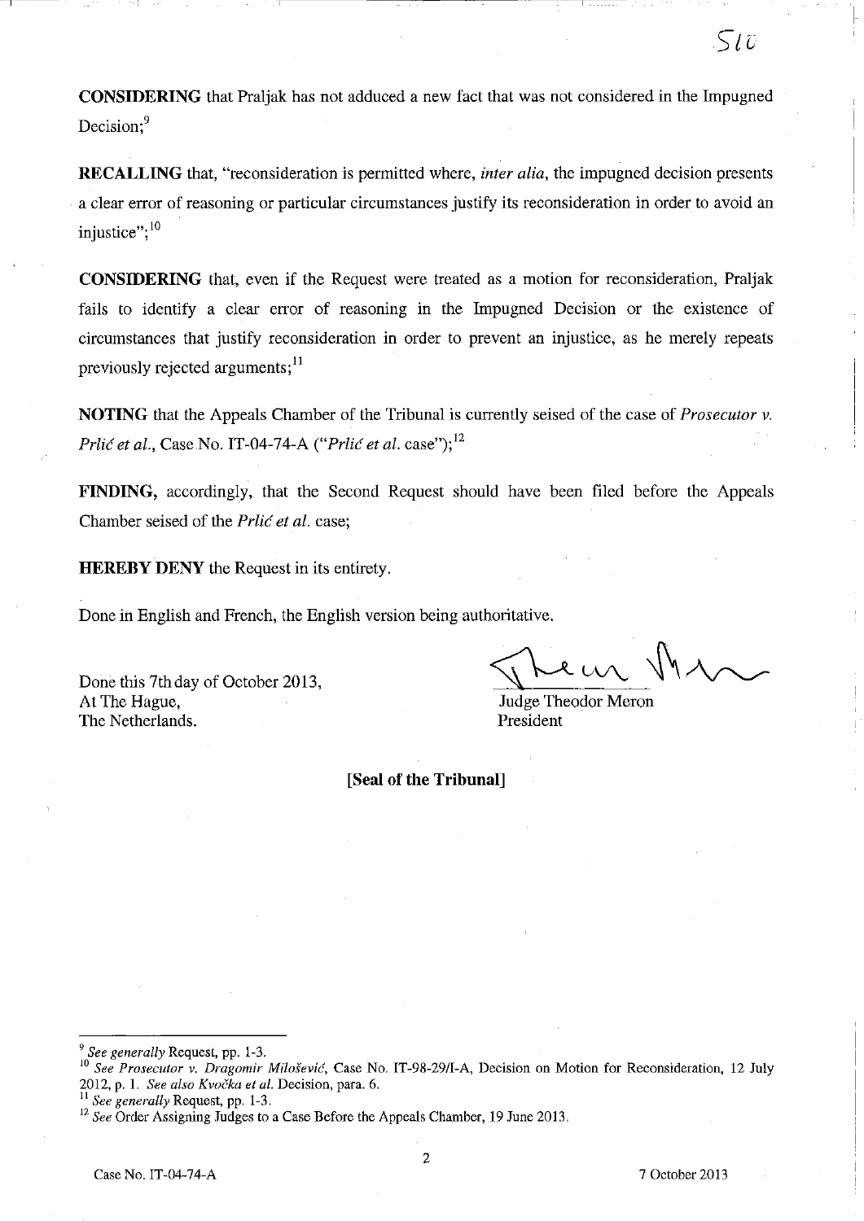**CONSIDERING** that Praljak has not adduced a new fact that was not considered in the Impugned Decision;[9]

**RECALLING** that, "reconsideration is permitted where, *inter alia*, the impugned decision presents a clear error of reasoning or particular circumstances justify its reconsideration in order to avoid an injustice";[10]

**CONSIDERING** that, even if the Request were treated as a motion for reconsideration, Praljak fails to identify a clear error of reasoning in the Impugned Decision or the existence of circumstances that justify reconsideration in order to prevent an injustice, as he merely repeats previously rejected arguments;[11]

**NOTING** that the Appeals Chamber of the Tribunal is currently seised of the case of *Prosecutor v. Prlić et al.*, Case No. IT-04-74-A ("*Prlić et al.* case");[12]

**FINDING,** accordingly, that the Second Request should have been filed before the Appeals Chamber seised of the *Prlić et al.* case;

**HEREBY DENY** the Request in its entirety.

Done in English and French, the English version being authoritative.

Done this 7th day of October 2013,
At The Hague,
The Netherlands.

Judge Theodor Meron
President

**[Seal of the Tribunal]**

---

[9] *See generally* Request, pp. 1-3.

[10] *See Prosecutor v. Dragomir Milošević*, Case No. IT-98-29/I-A, Decision on Motion for Reconsideration, 12 July 2012, p. 1. *See also Kvočka et al.* Decision, para. 6.

[11] *See generally* Request, pp. 1-3.

[12] *See* Order Assigning Judges to a Case Before the Appeals Chamber, 19 June 2013.